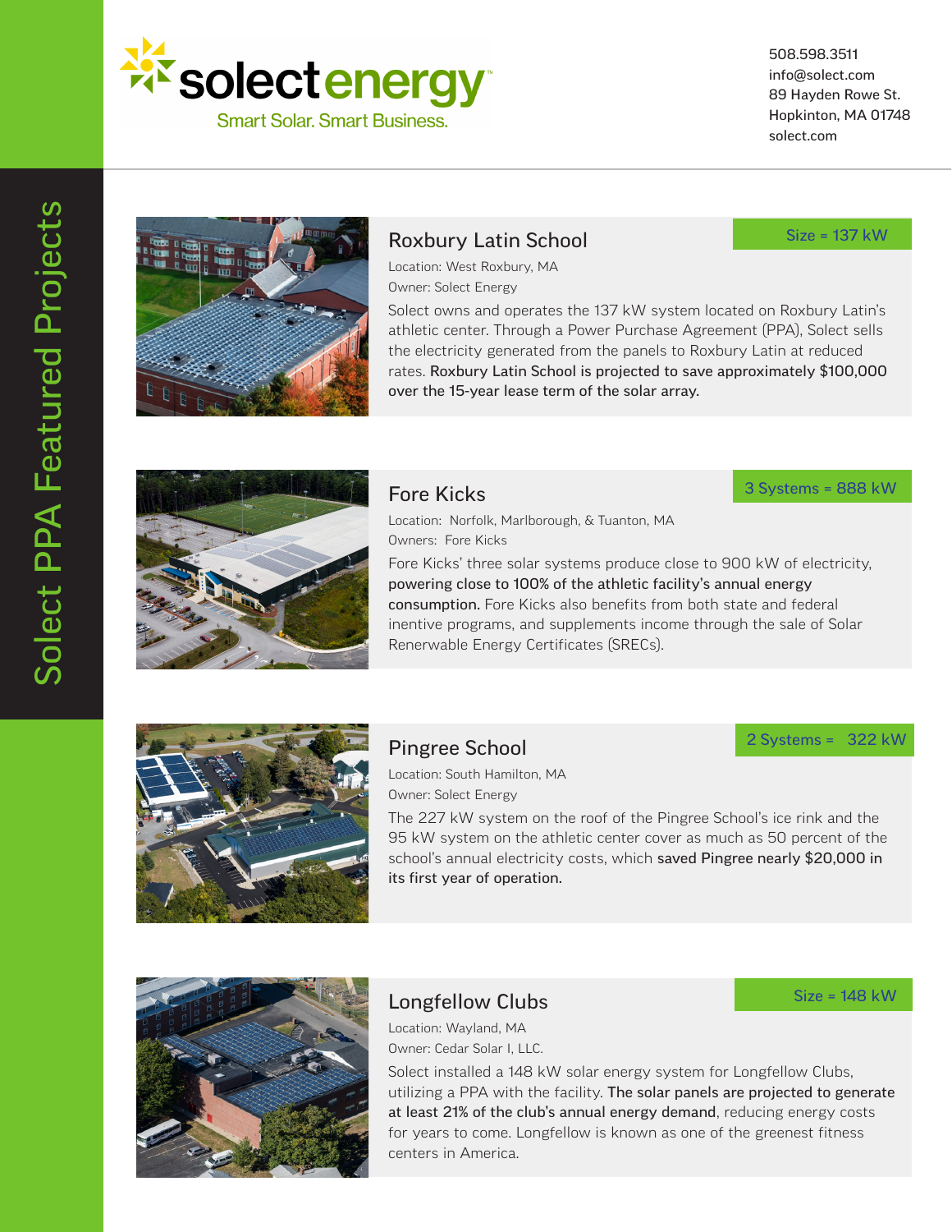# selectenergy

Smart Solar. Smart Business.

508.598.3511
info@select.com
89 Hayden Rowe St.
Hopkinton, MA 01748
select.com

## Select PPA Featured Projects

### Roxbury Latin School

**Size = 137 kW**

Location: West Roxbury, MA

Owner: Select Energy

Select owns and operates the 137 kW system located on Roxbury Latin's athletic center. Through a Power Purchase Agreement (PPA), Select sells the electricity generated from the panels to Roxbury Latin at reduced rates. **Roxbury Latin School is projected to save approximately $100,000 over the 15-year lease term of the solar array.**

### Fore Kicks

**3 Systems = 888 kW**

Location: Norfolk, Marlborough, & Tuanton, MA

Owners: Fore Kicks

Fore Kicks' three solar systems produce close to 900 kW of electricity, **powering close to 100% of the athletic facility's annual energy consumption.** Fore Kicks also benefits from both state and federal inentive programs, and supplements income through the sale of Solar Renerwable Energy Certificates (SRECs).

### Pingree School

**2 Systems = 322 kW**

Location: South Hamilton, MA

Owner: Select Energy

The 227 kW system on the roof of the Pingree School's ice rink and the 95 kW system on the athletic center cover as much as 50 percent of the school's annual electricity costs, which **saved Pingree nearly $20,000 in its first year of operation.**

### Longfellow Clubs

**Size = 148 kW**

Location: Wayland, MA

Owner: Cedar Solar I, LLC.

Select installed a 148 kW solar energy system for Longfellow Clubs, utilizing a PPA with the facility. **The solar panels are projected to generate at least 21% of the club's annual energy demand**, reducing energy costs for years to come. Longfellow is known as one of the greenest fitness centers in America.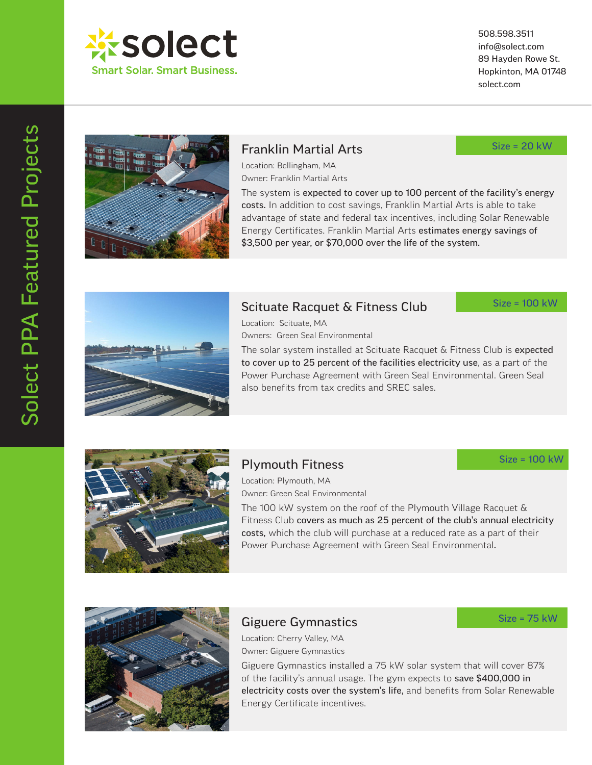solect

Smart Solar. Smart Business.

508.598.3511
info@solect.com
89 Hayden Rowe St.
Hopkinton, MA 01748
solect.com

# Solect PPA Featured Projects

## Franklin Martial Arts

Size = 20 kW

Location: Bellingham, MA
Owner: Franklin Martial Arts

The system is **expected to cover up to 100 percent of the facility's energy costs.** In addition to cost savings, Franklin Martial Arts is able to take advantage of state and federal tax incentives, including Solar Renewable Energy Certificates. Franklin Martial Arts **estimates energy savings of $3,500 per year, or $70,000 over the life of the system.**

## Scituate Racquet & Fitness Club

Size = 100 kW

Location: Scituate, MA
Owners: Green Seal Environmental

The solar system installed at Scituate Racquet & Fitness Club is **expected to cover up to 25 percent of the facilities electricity use**, as a part of the Power Purchase Agreement with Green Seal Environmental. Green Seal also benefits from tax credits and SREC sales.

## Plymouth Fitness

Size = 100 kW

Location: Plymouth, MA
Owner: Green Seal Environmental

The 100 kW system on the roof of the Plymouth Village Racquet & Fitness Club **covers as much as 25 percent of the club's annual electricity costs,** which the club will purchase at a reduced rate as a part of their Power Purchase Agreement with Green Seal Environmental.

## Giguere Gymnastics

Size = 75 kW

Location: Cherry Valley, MA
Owner: Giguere Gymnastics

Giguere Gymnastics installed a 75 kW solar system that will cover 87% of the facility's annual usage. The gym expects to **save $400,000 in electricity costs over the system's life,** and benefits from Solar Renewable Energy Certificate incentives.